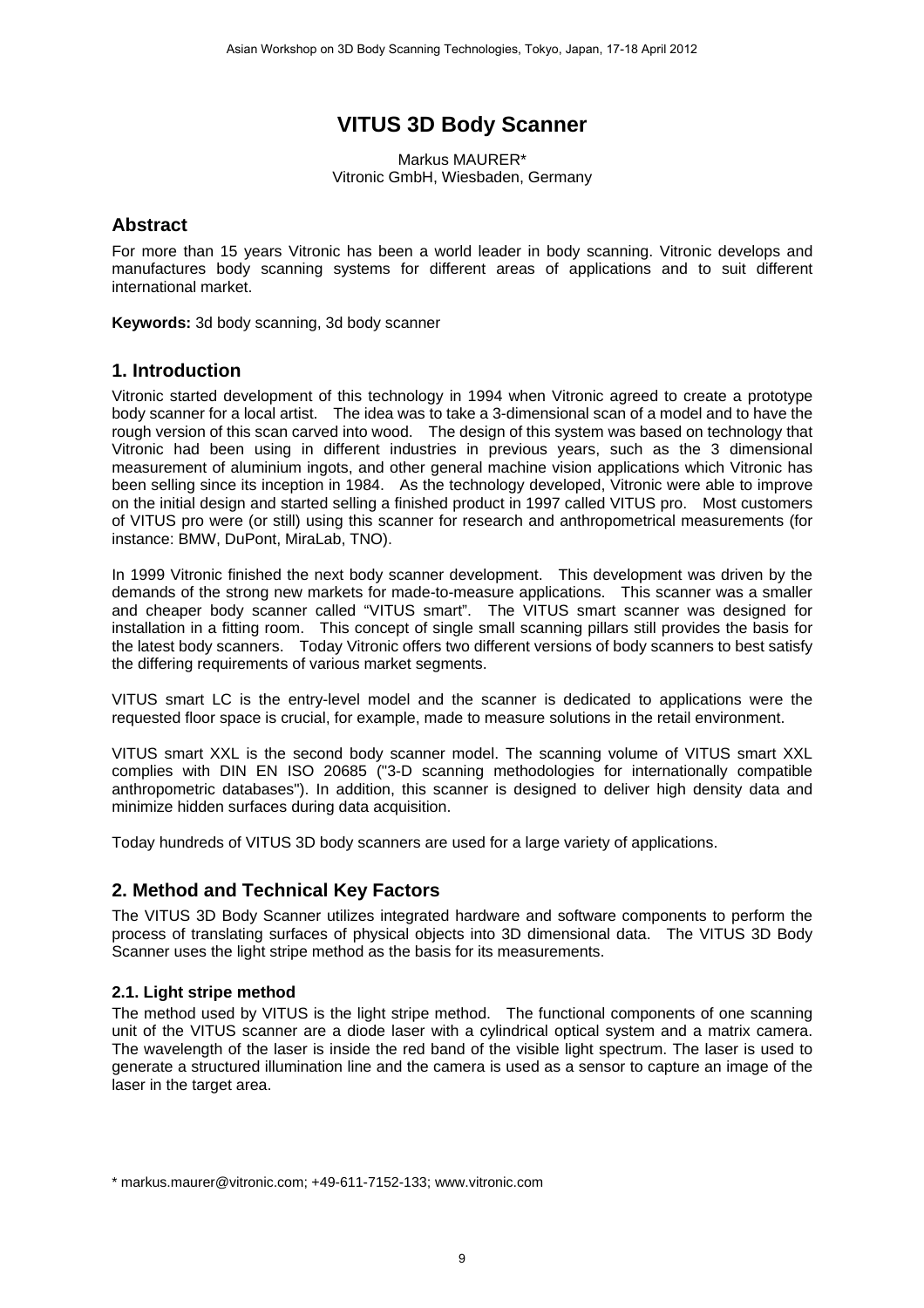# VITUS 3D Body Scanner

Markus MAURER*
Vitronic GmbH, Wiesbaden, Germany

## Abstract

For more than 15 years Vitronic has been a world leader in body scanning. Vitronic develops and manufactures body scanning systems for different areas of applications and to suit different international market.

**Keywords:** 3d body scanning, 3d body scanner

## 1. Introduction

Vitronic started development of this technology in 1994 when Vitronic agreed to create a prototype body scanner for a local artist. The idea was to take a 3-dimensional scan of a model and to have the rough version of this scan carved into wood. The design of this system was based on technology that Vitronic had been using in different industries in previous years, such as the 3 dimensional measurement of aluminium ingots, and other general machine vision applications which Vitronic has been selling since its inception in 1984. As the technology developed, Vitronic were able to improve on the initial design and started selling a finished product in 1997 called VITUS pro. Most customers of VITUS pro were (or still) using this scanner for research and anthropometrical measurements (for instance: BMW, DuPont, MiraLab, TNO).

In 1999 Vitronic finished the next body scanner development. This development was driven by the demands of the strong new markets for made-to-measure applications. This scanner was a smaller and cheaper body scanner called "VITUS smart". The VITUS smart scanner was designed for installation in a fitting room. This concept of single small scanning pillars still provides the basis for the latest body scanners. Today Vitronic offers two different versions of body scanners to best satisfy the differing requirements of various market segments.

VITUS smart LC is the entry-level model and the scanner is dedicated to applications were the requested floor space is crucial, for example, made to measure solutions in the retail environment.

VITUS smart XXL is the second body scanner model. The scanning volume of VITUS smart XXL complies with DIN EN ISO 20685 ("3-D scanning methodologies for internationally compatible anthropometric databases"). In addition, this scanner is designed to deliver high density data and minimize hidden surfaces during data acquisition.

Today hundreds of VITUS 3D body scanners are used for a large variety of applications.

## 2. Method and Technical Key Factors

The VITUS 3D Body Scanner utilizes integrated hardware and software components to perform the process of translating surfaces of physical objects into 3D dimensional data. The VITUS 3D Body Scanner uses the light stripe method as the basis for its measurements.

### 2.1. Light stripe method

The method used by VITUS is the light stripe method. The functional components of one scanning unit of the VITUS scanner are a diode laser with a cylindrical optical system and a matrix camera. The wavelength of the laser is inside the red band of the visible light spectrum. The laser is used to generate a structured illumination line and the camera is used as a sensor to capture an image of the laser in the target area.

\* markus.maurer@vitronic.com; +49-611-7152-133; www.vitronic.com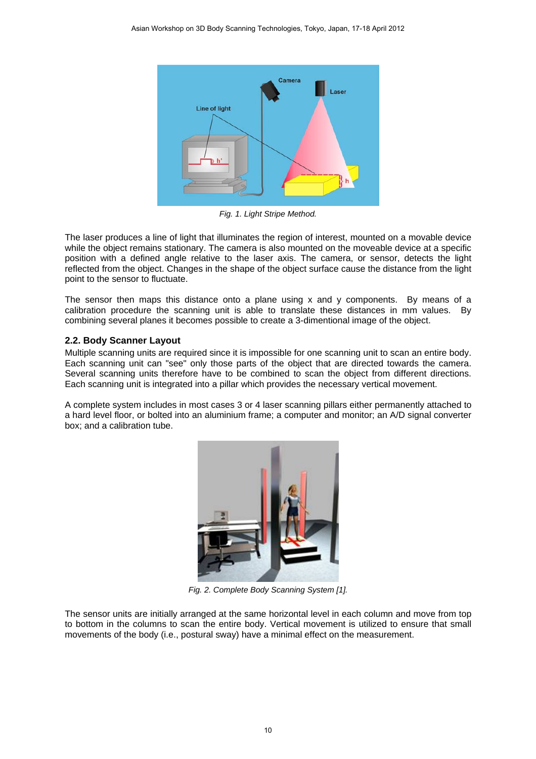*Fig. 1. Light Stripe Method.*

The laser produces a line of light that illuminates the region of interest, mounted on a movable device while the object remains stationary. The camera is also mounted on the moveable device at a specific position with a defined angle relative to the laser axis. The camera, or sensor, detects the light reflected from the object. Changes in the shape of the object surface cause the distance from the light point to the sensor to fluctuate.

The sensor then maps this distance onto a plane using x and y components. By means of a calibration procedure the scanning unit is able to translate these distances in mm values. By combining several planes it becomes possible to create a 3-dimentional image of the object.

### 2.2. Body Scanner Layout

Multiple scanning units are required since it is impossible for one scanning unit to scan an entire body. Each scanning unit can "see" only those parts of the object that are directed towards the camera. Several scanning units therefore have to be combined to scan the object from different directions. Each scanning unit is integrated into a pillar which provides the necessary vertical movement.

A complete system includes in most cases 3 or 4 laser scanning pillars either permanently attached to a hard level floor, or bolted into an aluminium frame; a computer and monitor; an A/D signal converter box; and a calibration tube.

*Fig. 2. Complete Body Scanning System [1].*

The sensor units are initially arranged at the same horizontal level in each column and move from top to bottom in the columns to scan the entire body. Vertical movement is utilized to ensure that small movements of the body (i.e., postural sway) have a minimal effect on the measurement.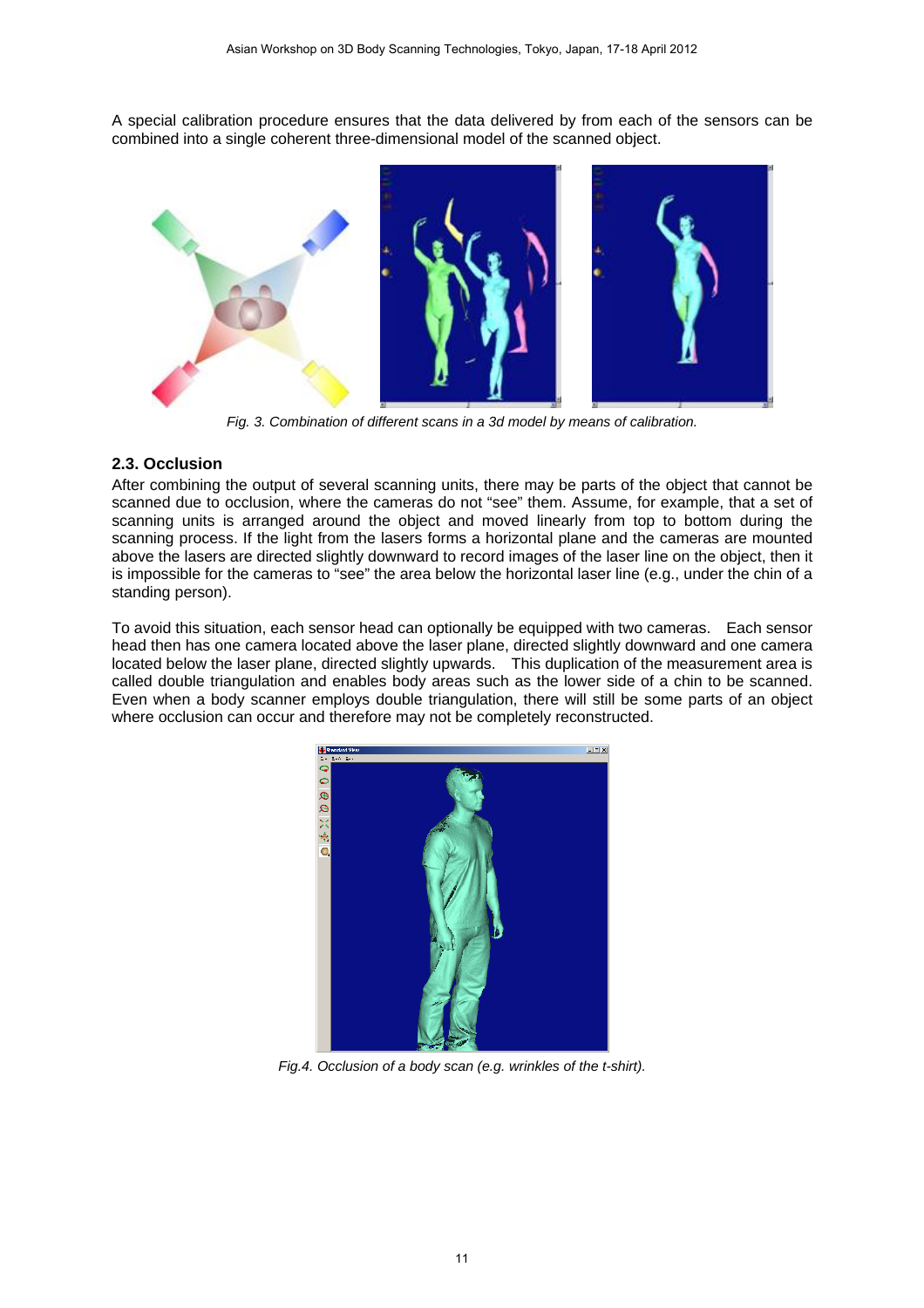A special calibration procedure ensures that the data delivered by from each of the sensors can be combined into a single coherent three-dimensional model of the scanned object.

*Fig. 3. Combination of different scans in a 3d model by means of calibration.*

## 2.3. Occlusion

After combining the output of several scanning units, there may be parts of the object that cannot be scanned due to occlusion, where the cameras do not "see" them. Assume, for example, that a set of scanning units is arranged around the object and moved linearly from top to bottom during the scanning process. If the light from the lasers forms a horizontal plane and the cameras are mounted above the lasers are directed slightly downward to record images of the laser line on the object, then it is impossible for the cameras to "see" the area below the horizontal laser line (e.g., under the chin of a standing person).

To avoid this situation, each sensor head can optionally be equipped with two cameras. Each sensor head then has one camera located above the laser plane, directed slightly downward and one camera located below the laser plane, directed slightly upwards. This duplication of the measurement area is called double triangulation and enables body areas such as the lower side of a chin to be scanned. Even when a body scanner employs double triangulation, there will still be some parts of an object where occlusion can occur and therefore may not be completely reconstructed.

*Fig.4. Occlusion of a body scan (e.g. wrinkles of the t-shirt).*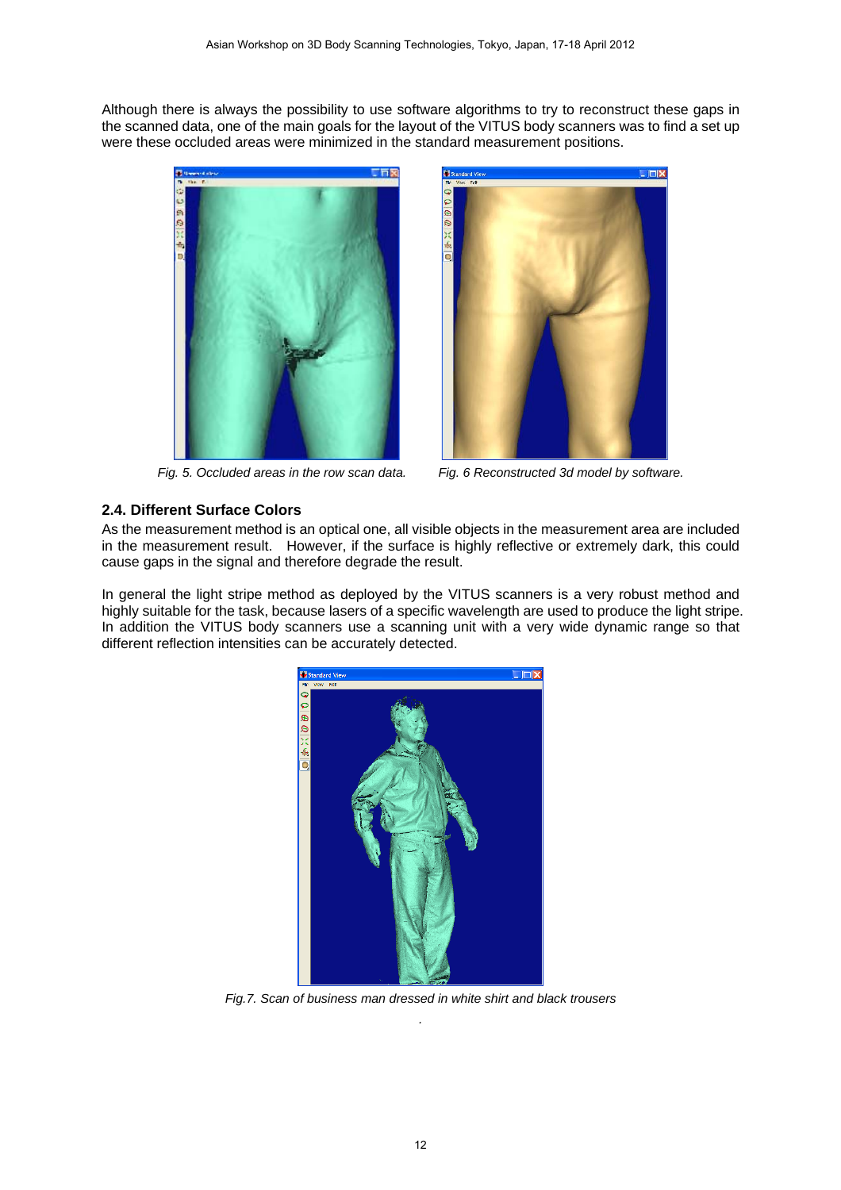Although there is always the possibility to use software algorithms to try to reconstruct these gaps in the scanned data, one of the main goals for the layout of the VITUS body scanners was to find a set up were these occluded areas were minimized in the standard measurement positions.

*Fig. 5. Occluded areas in the row scan data.*

*Fig. 6 Reconstructed 3d model by software.*

### 2.4. Different Surface Colors

As the measurement method is an optical one, all visible objects in the measurement area are included in the measurement result. However, if the surface is highly reflective or extremely dark, this could cause gaps in the signal and therefore degrade the result.

In general the light stripe method as deployed by the VITUS scanners is a very robust method and highly suitable for the task, because lasers of a specific wavelength are used to produce the light stripe. In addition the VITUS body scanners use a scanning unit with a very wide dynamic range so that different reflection intensities can be accurately detected.

*Fig.7. Scan of business man dressed in white shirt and black trousers*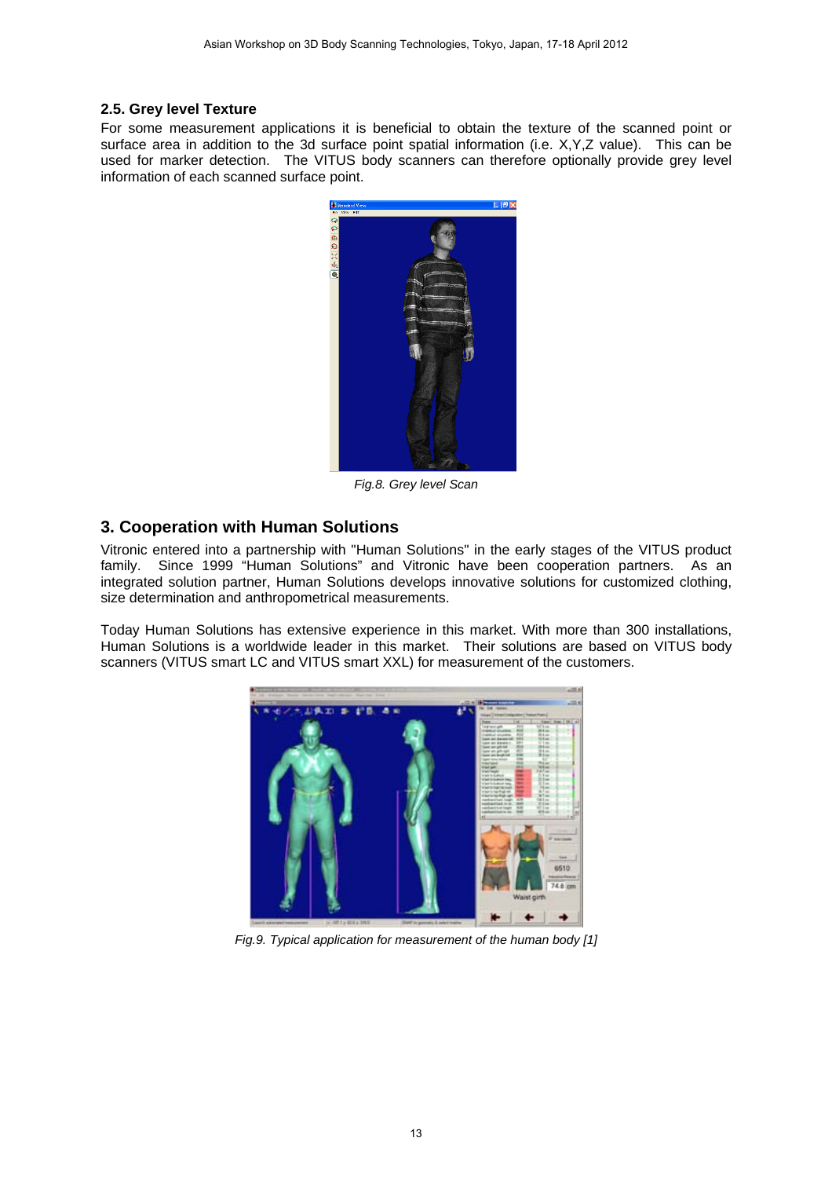### 2.5. Grey level Texture

For some measurement applications it is beneficial to obtain the texture of the scanned point or surface area in addition to the 3d surface point spatial information (i.e. X,Y,Z value). This can be used for marker detection. The VITUS body scanners can therefore optionally provide grey level information of each scanned surface point.

*Fig.8. Grey level Scan*

## 3. Cooperation with Human Solutions

Vitronic entered into a partnership with "Human Solutions" in the early stages of the VITUS product family. Since 1999 "Human Solutions" and Vitronic have been cooperation partners. As an integrated solution partner, Human Solutions develops innovative solutions for customized clothing, size determination and anthropometrical measurements.

Today Human Solutions has extensive experience in this market. With more than 300 installations, Human Solutions is a worldwide leader in this market. Their solutions are based on VITUS body scanners (VITUS smart LC and VITUS smart XXL) for measurement of the customers.

*Fig.9. Typical application for measurement of the human body [1]*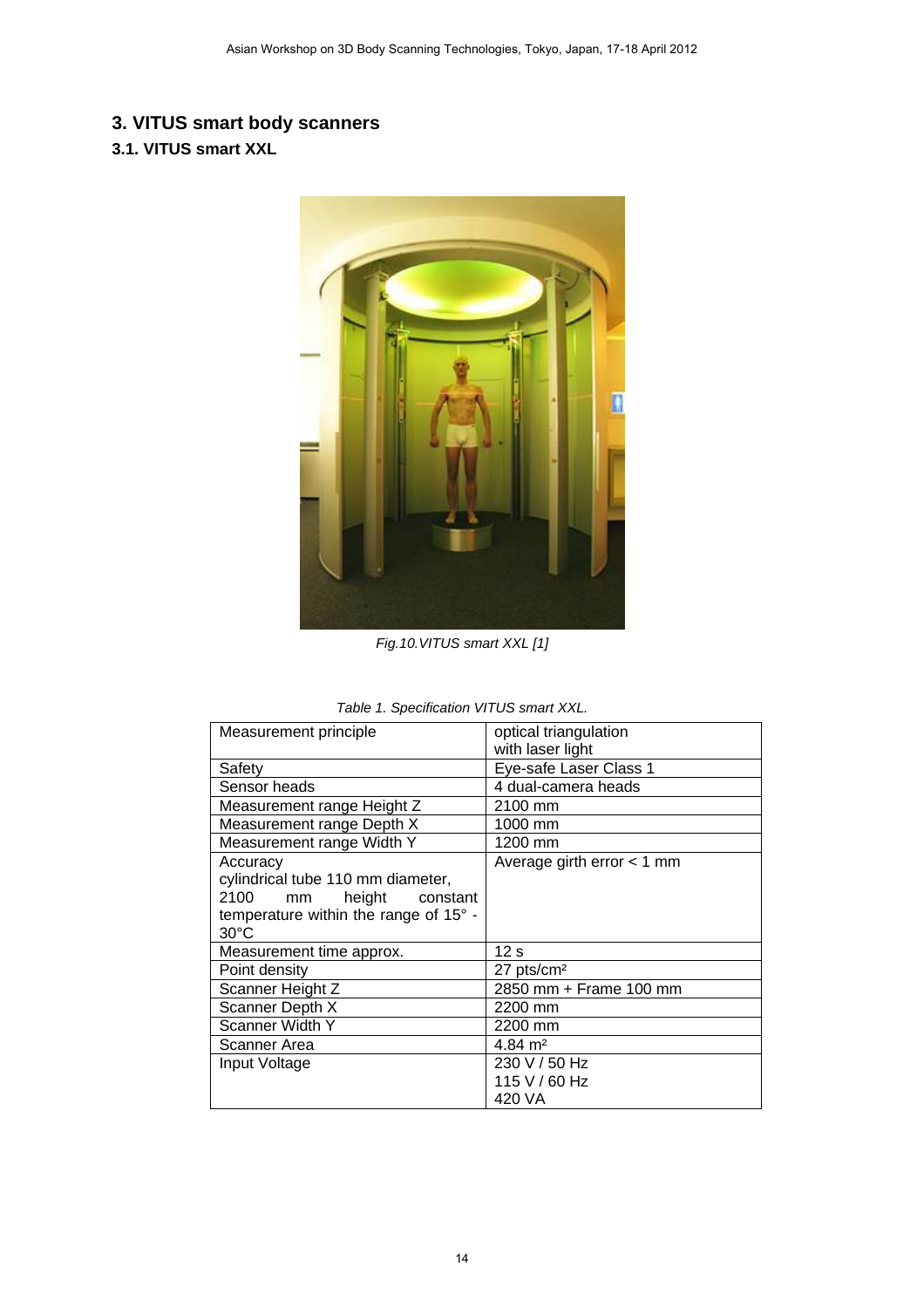## 3. VITUS smart body scanners

### 3.1. VITUS smart XXL

*Fig.10.VITUS smart XXL [1]*

*Table 1. Specification VITUS smart XXL.*

| Measurement principle | optical triangulation with laser light |
|---|---|
| Safety | Eye-safe Laser Class 1 |
| Sensor heads | 4 dual-camera heads |
| Measurement range Height Z | 2100 mm |
| Measurement range Depth X | 1000 mm |
| Measurement range Width Y | 1200 mm |
| Accuracy cylindrical tube 110 mm diameter, 2100 mm height constant temperature within the range of 15° - 30°C | Average girth error < 1 mm |
| Measurement time approx. | 12 s |
| Point density | 27 pts/cm² |
| Scanner Height Z | 2850 mm + Frame 100 mm |
| Scanner Depth X | 2200 mm |
| Scanner Width Y | 2200 mm |
| Scanner Area | 4.84 m² |
| Input Voltage | 230 V / 50 Hz<br>115 V / 60 Hz<br>420 VA |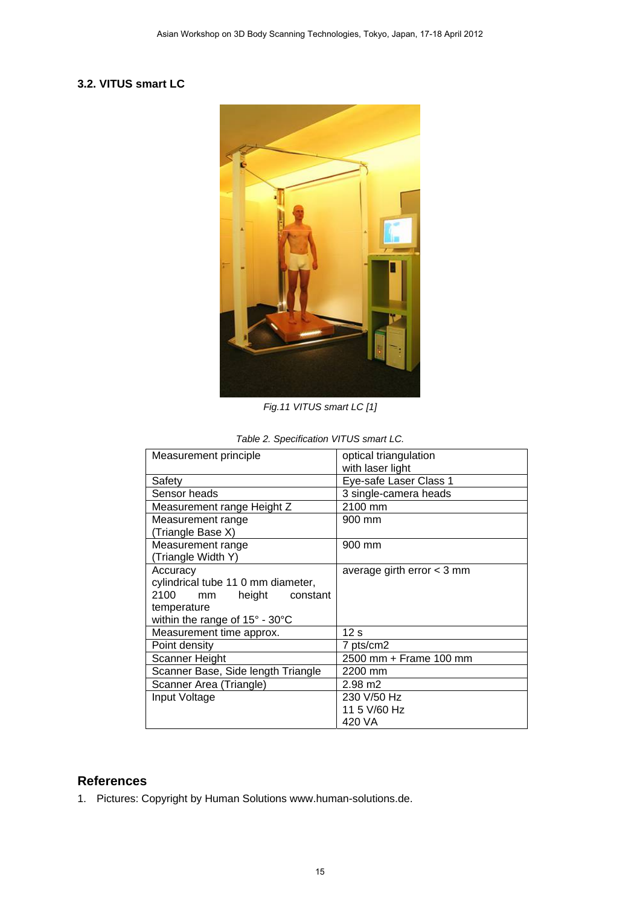### 3.2. VITUS smart LC

*Fig.11 VITUS smart LC [1]*

*Table 2. Specification VITUS smart LC.*

| | |
|---|---|
| Measurement principle | optical triangulation with laser light |
| Safety | Eye-safe Laser Class 1 |
| Sensor heads | 3 single-camera heads |
| Measurement range Height Z | 2100 mm |
| Measurement range (Triangle Base X) | 900 mm |
| Measurement range (Triangle Width Y) | 900 mm |
| Accuracy cylindrical tube 11 0 mm diameter, 2100 mm height constant temperature within the range of 15° - 30°C | average girth error < 3 mm |
| Measurement time approx. | 12 s |
| Point density | 7 pts/cm2 |
| Scanner Height | 2500 mm + Frame 100 mm |
| Scanner Base, Side length Triangle | 2200 mm |
| Scanner Area (Triangle) | 2.98 m2 |
| Input Voltage | 230 V/50 Hz<br>11 5 V/60 Hz<br>420 VA |

## References

1. Pictures: Copyright by Human Solutions www.human-solutions.de.